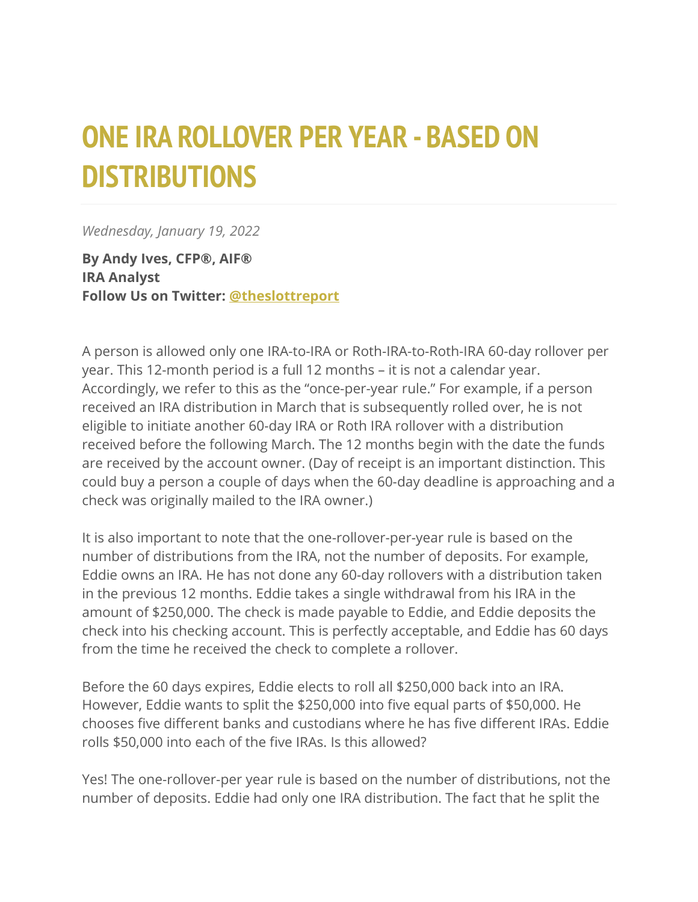# ONE IRA ROLLOVER PER YEAR - BASED ON DISTRIBUTIONS

*Wednesday, January 19, 2022*

**By Andy Ives, CFP®, AIF®**
**IRA Analyst**
**Follow Us on Twitter: [@theslottreport](@theslottreport)**

A person is allowed only one IRA-to-IRA or Roth-IRA-to-Roth-IRA 60-day rollover per year. This 12-month period is a full 12 months – it is not a calendar year. Accordingly, we refer to this as the "once-per-year rule." For example, if a person received an IRA distribution in March that is subsequently rolled over, he is not eligible to initiate another 60-day IRA or Roth IRA rollover with a distribution received before the following March. The 12 months begin with the date the funds are received by the account owner. (Day of receipt is an important distinction. This could buy a person a couple of days when the 60-day deadline is approaching and a check was originally mailed to the IRA owner.)

It is also important to note that the one-rollover-per-year rule is based on the number of distributions from the IRA, not the number of deposits. For example, Eddie owns an IRA. He has not done any 60-day rollovers with a distribution taken in the previous 12 months. Eddie takes a single withdrawal from his IRA in the amount of $250,000. The check is made payable to Eddie, and Eddie deposits the check into his checking account. This is perfectly acceptable, and Eddie has 60 days from the time he received the check to complete a rollover.

Before the 60 days expires, Eddie elects to roll all $250,000 back into an IRA. However, Eddie wants to split the $250,000 into five equal parts of $50,000. He chooses five different banks and custodians where he has five different IRAs. Eddie rolls $50,000 into each of the five IRAs. Is this allowed?

Yes! The one-rollover-per year rule is based on the number of distributions, not the number of deposits. Eddie had only one IRA distribution. The fact that he split the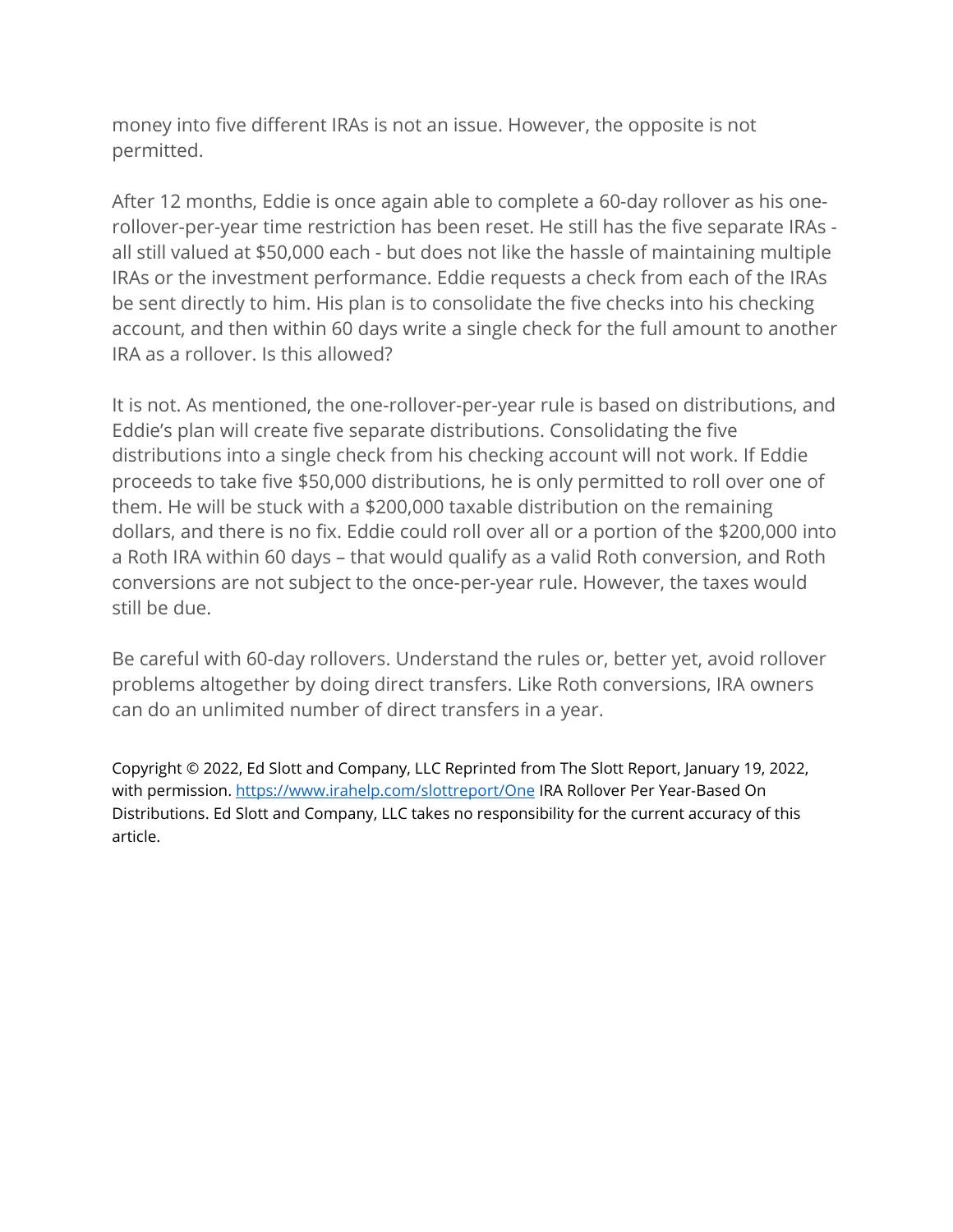money into five different IRAs is not an issue. However, the opposite is not permitted.

After 12 months, Eddie is once again able to complete a 60-day rollover as his one-rollover-per-year time restriction has been reset. He still has the five separate IRAs - all still valued at $50,000 each - but does not like the hassle of maintaining multiple IRAs or the investment performance. Eddie requests a check from each of the IRAs be sent directly to him. His plan is to consolidate the five checks into his checking account, and then within 60 days write a single check for the full amount to another IRA as a rollover. Is this allowed?

It is not. As mentioned, the one-rollover-per-year rule is based on distributions, and Eddie's plan will create five separate distributions. Consolidating the five distributions into a single check from his checking account will not work. If Eddie proceeds to take five $50,000 distributions, he is only permitted to roll over one of them. He will be stuck with a $200,000 taxable distribution on the remaining dollars, and there is no fix. Eddie could roll over all or a portion of the $200,000 into a Roth IRA within 60 days – that would qualify as a valid Roth conversion, and Roth conversions are not subject to the once-per-year rule. However, the taxes would still be due.

Be careful with 60-day rollovers. Understand the rules or, better yet, avoid rollover problems altogether by doing direct transfers. Like Roth conversions, IRA owners can do an unlimited number of direct transfers in a year.

Copyright © 2022, Ed Slott and Company, LLC Reprinted from The Slott Report, January 19, 2022, with permission. [https://www.irahelp.com/slottreport/One](https://www.irahelp.com/slottreport/One) IRA Rollover Per Year-Based On Distributions. Ed Slott and Company, LLC takes no responsibility for the current accuracy of this article.